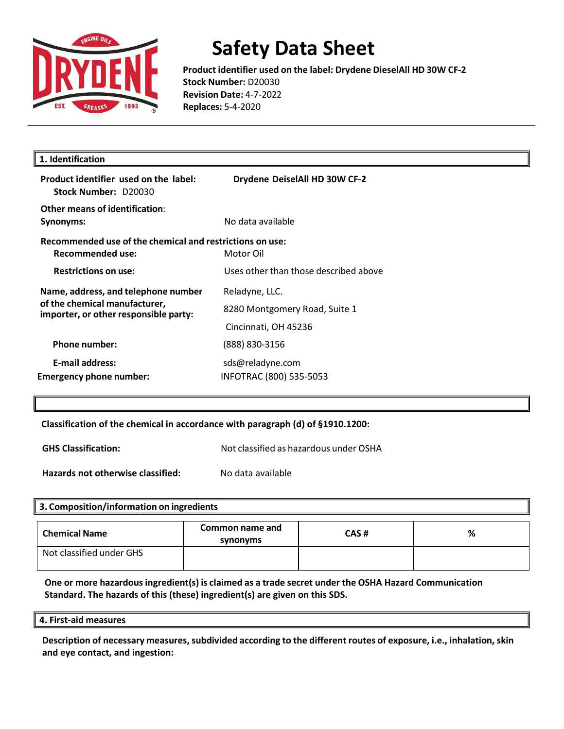# Safety Data Sheet

**Product identifier used on the label: Drydene DieselAll HD 30W CF-2**
**Stock Number:** D20030
**Revision Date:** 4-7-2022
**Replaces:** 5-4-2020

## 1. Identification

**Product identifier used on the label:** **Drydene DeiselAll HD 30W CF-2**
**Stock Number:** D20030

**Other means of identification**:
**Synonyms:** No data available

**Recommended use of the chemical and restrictions on use:**
**Recommended use:** Motor Oil
**Restrictions on use:** Uses other than those described above

**Name, address, and telephone number of the chemical manufacturer, importer, or other responsible party:**
Reladyne, LLC.
8280 Montgomery Road, Suite 1
Cincinnati, OH 45236

**Phone number:** (888) 830-3156

**E-mail address:** sds@reladyne.com

**Emergency phone number:** INFOTRAC (800) 535-5053

**Classification of the chemical in accordance with paragraph (d) of §1910.1200:**

**GHS Classification:** Not classified as hazardous under OSHA

**Hazards not otherwise classified:** No data available

## 3. Composition/information on ingredients

| Chemical Name | Common name and synonyms | CAS # | % |
|---|---|---|---|
| Not classified under GHS | | | |

**One or more hazardous ingredient(s) is claimed as a trade secret under the OSHA Hazard Communication Standard. The hazards of this (these) ingredient(s) are given on this SDS.**

## 4. First-aid measures

**Description of necessary measures, subdivided according to the different routes of exposure, i.e., inhalation, skin and eye contact, and ingestion:**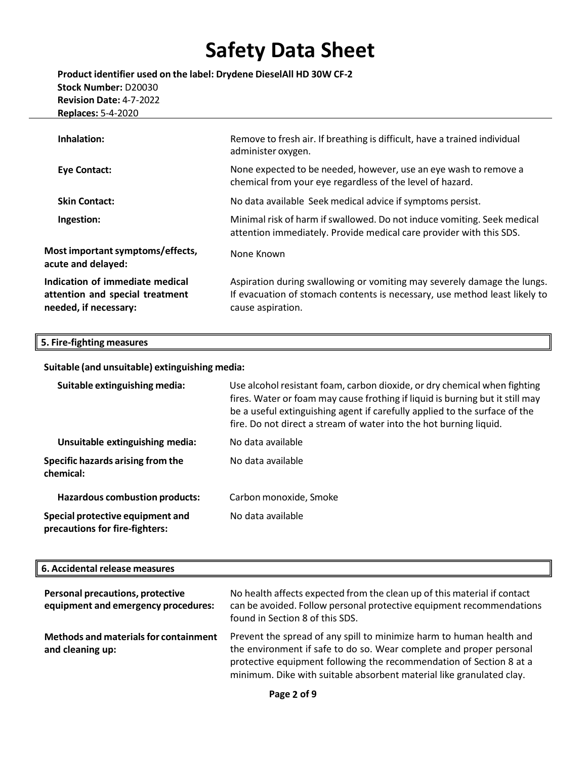| | |
|---|---|
| **Inhalation:** | Remove to fresh air. If breathing is difficult, have a trained individual administer oxygen. |
| **Eye Contact:** | None expected to be needed, however, use an eye wash to remove a chemical from your eye regardless of the level of hazard. |
| **Skin Contact:** | No data available Seek medical advice if symptoms persist. |
| **Ingestion:** | Minimal risk of harm if swallowed. Do not induce vomiting. Seek medical attention immediately. Provide medical care provider with this SDS. |
| **Most important symptoms/effects, acute and delayed:** | None Known |
| **Indication of immediate medical attention and special treatment needed, if necessary:** | Aspiration during swallowing or vomiting may severely damage the lungs. If evacuation of stomach contents is necessary, use method least likely to cause aspiration. |

## 5. Fire-fighting measures

**Suitable (and unsuitable) extinguishing media:**

| | |
|---|---|
| **Suitable extinguishing media:** | Use alcohol resistant foam, carbon dioxide, or dry chemical when fighting fires. Water or foam may cause frothing if liquid is burning but it still may be a useful extinguishing agent if carefully applied to the surface of the fire. Do not direct a stream of water into the hot burning liquid. |
| **Unsuitable extinguishing media:** | No data available |
| **Specific hazards arising from the chemical:** | No data available |
| **Hazardous combustion products:** | Carbon monoxide, Smoke |
| **Special protective equipment and precautions for fire-fighters:** | No data available |

## 6. Accidental release measures

| | |
|---|---|
| **Personal precautions, protective equipment and emergency procedures:** | No health affects expected from the clean up of this material if contact can be avoided. Follow personal protective equipment recommendations found in Section 8 of this SDS. |
| **Methods and materials for containment and cleaning up:** | Prevent the spread of any spill to minimize harm to human health and the environment if safe to do so. Wear complete and proper personal protective equipment following the recommendation of Section 8 at a minimum. Dike with suitable absorbent material like granulated clay. |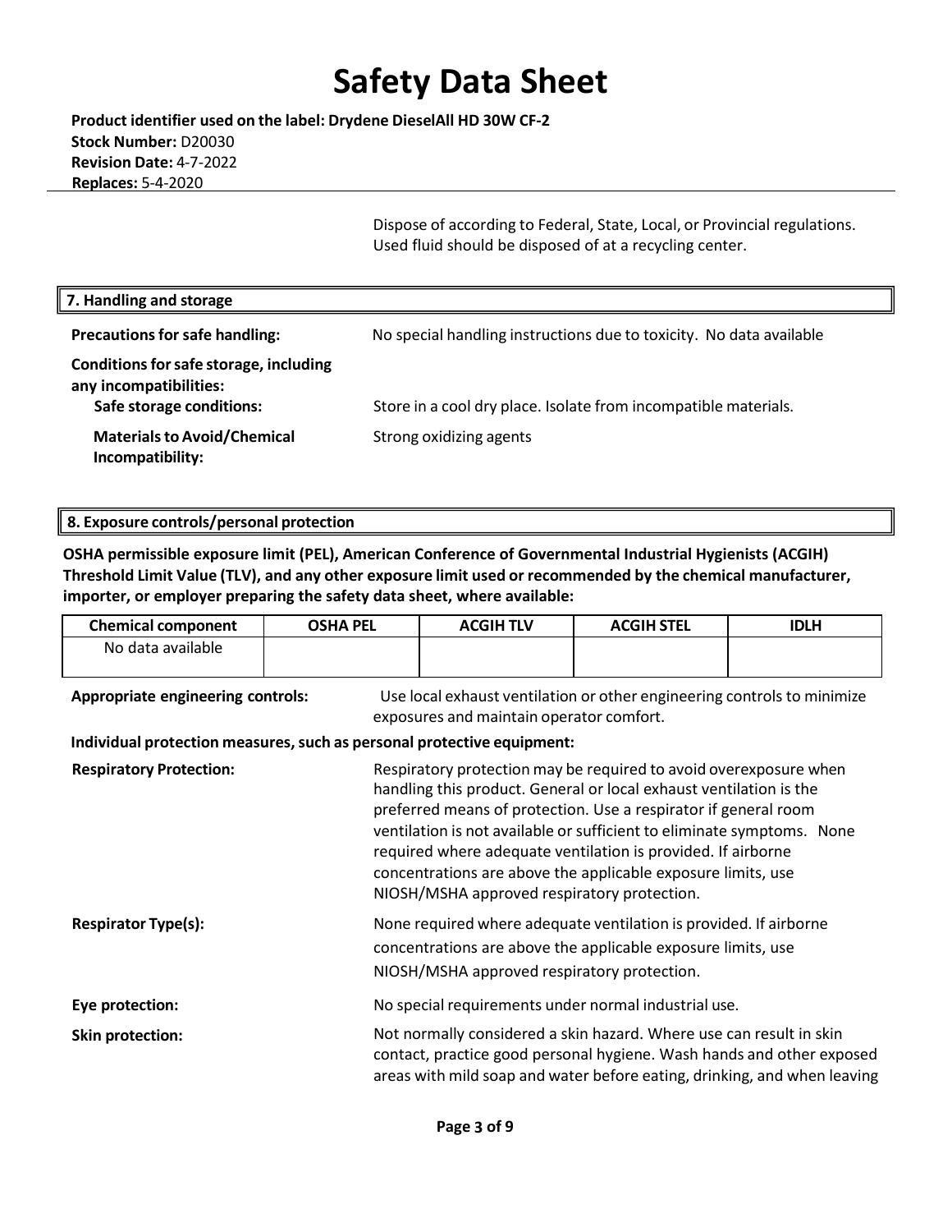Dispose of according to Federal, State, Local, or Provincial regulations. Used fluid should be disposed of at a recycling center.

## 7. Handling and storage

**Precautions for safe handling:** No special handling instructions due to toxicity. No data available

**Conditions for safe storage, including any incompatibilities:**

**Safe storage conditions:** Store in a cool dry place. Isolate from incompatible materials.

**Materials to Avoid/Chemical Incompatibility:** Strong oxidizing agents

## 8. Exposure controls/personal protection

**OSHA permissible exposure limit (PEL), American Conference of Governmental Industrial Hygienists (ACGIH) Threshold Limit Value (TLV), and any other exposure limit used or recommended by the chemical manufacturer, importer, or employer preparing the safety data sheet, where available:**

| Chemical component | OSHA PEL | ACGIH TLV | ACGIH STEL | IDLH |
|---|---|---|---|---|
| No data available | | | | |

**Appropriate engineering controls:** Use local exhaust ventilation or other engineering controls to minimize exposures and maintain operator comfort.

**Individual protection measures, such as personal protective equipment:**

**Respiratory Protection:** Respiratory protection may be required to avoid overexposure when handling this product. General or local exhaust ventilation is the preferred means of protection. Use a respirator if general room ventilation is not available or sufficient to eliminate symptoms. None required where adequate ventilation is provided. If airborne concentrations are above the applicable exposure limits, use NIOSH/MSHA approved respiratory protection.

**Respirator Type(s):** None required where adequate ventilation is provided. If airborne concentrations are above the applicable exposure limits, use NIOSH/MSHA approved respiratory protection.

**Eye protection:** No special requirements under normal industrial use.

**Skin protection:** Not normally considered a skin hazard. Where use can result in skin contact, practice good personal hygiene. Wash hands and other exposed areas with mild soap and water before eating, drinking, and when leaving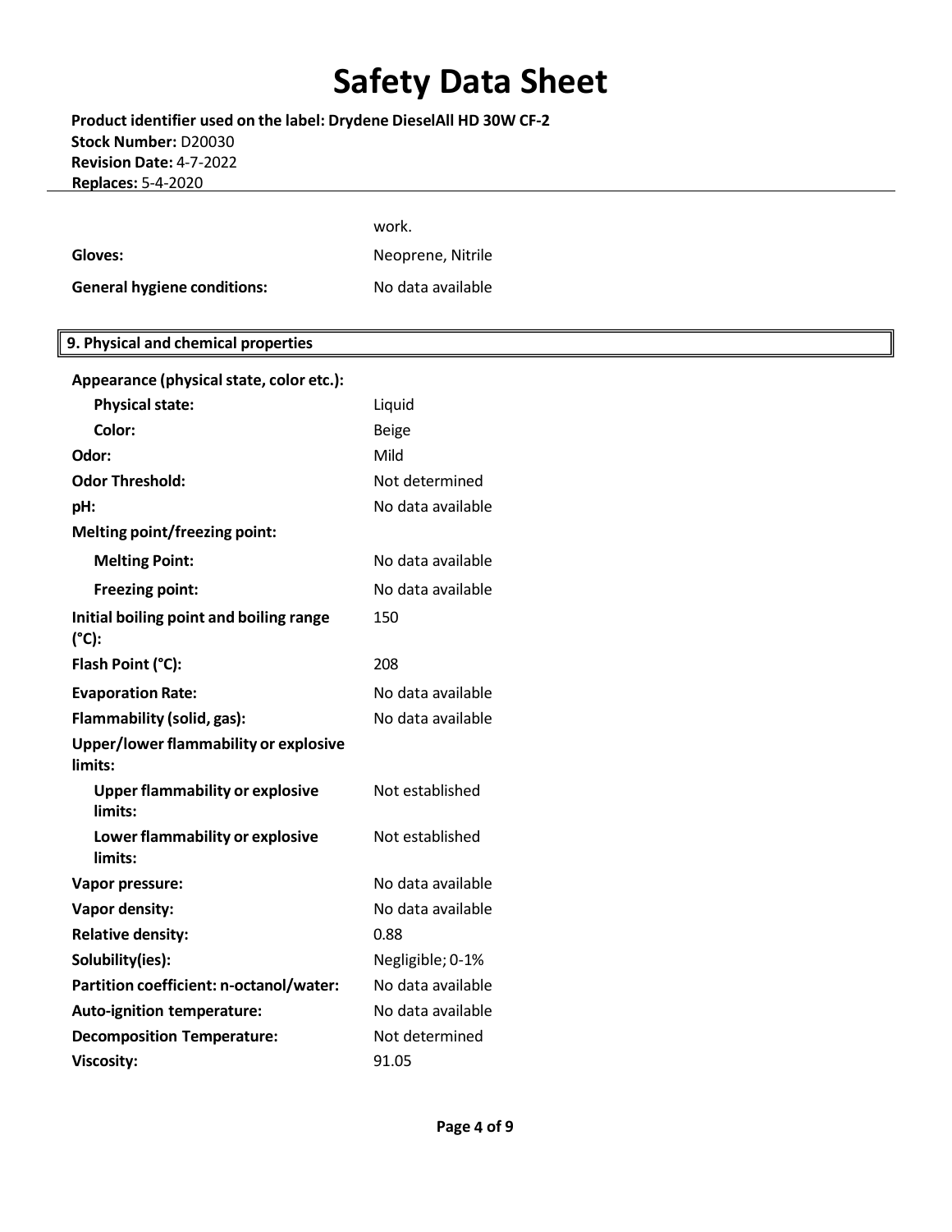work.

| | |
|---|---|
| **Gloves:** | Neoprene, Nitrile |
| **General hygiene conditions:** | No data available |

## 9. Physical and chemical properties

| | |
|---|---|
| **Appearance (physical state, color etc.):** | |
| **Physical state:** | Liquid |
| **Color:** | Beige |
| **Odor:** | Mild |
| **Odor Threshold:** | Not determined |
| **pH:** | No data available |
| **Melting point/freezing point:** | |
| **Melting Point:** | No data available |
| **Freezing point:** | No data available |
| **Initial boiling point and boiling range (°C):** | 150 |
| **Flash Point (°C):** | 208 |
| **Evaporation Rate:** | No data available |
| **Flammability (solid, gas):** | No data available |
| **Upper/lower flammability or explosive limits:** | |
| **Upper flammability or explosive limits:** | Not established |
| **Lower flammability or explosive limits:** | Not established |
| **Vapor pressure:** | No data available |
| **Vapor density:** | No data available |
| **Relative density:** | 0.88 |
| **Solubility(ies):** | Negligible; 0-1% |
| **Partition coefficient: n-octanol/water:** | No data available |
| **Auto-ignition temperature:** | No data available |
| **Decomposition Temperature:** | Not determined |
| **Viscosity:** | 91.05 |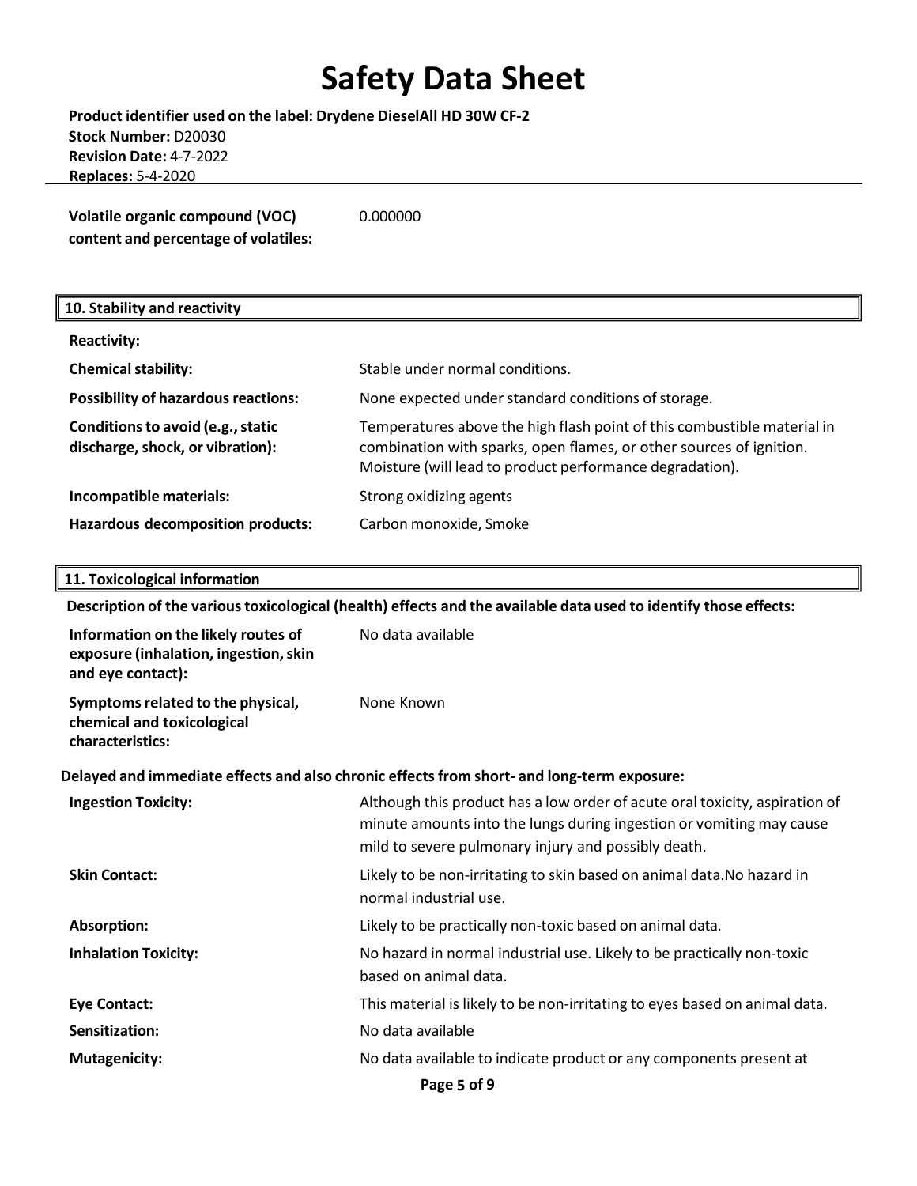**Volatile organic compound (VOC) content and percentage of volatiles:** 0.000000

## 10. Stability and reactivity

| | |
|---|---|
| **Reactivity:** | |
| **Chemical stability:** | Stable under normal conditions. |
| **Possibility of hazardous reactions:** | None expected under standard conditions of storage. |
| **Conditions to avoid (e.g., static discharge, shock, or vibration):** | Temperatures above the high flash point of this combustible material in combination with sparks, open flames, or other sources of ignition. Moisture (will lead to product performance degradation). |
| **Incompatible materials:** | Strong oxidizing agents |
| **Hazardous decomposition products:** | Carbon monoxide, Smoke |

## 11. Toxicological information

**Description of the various toxicological (health) effects and the available data used to identify those effects:**

| | |
|---|---|
| **Information on the likely routes of exposure (inhalation, ingestion, skin and eye contact):** | No data available |
| **Symptoms related to the physical, chemical and toxicological characteristics:** | None Known |

**Delayed and immediate effects and also chronic effects from short- and long-term exposure:**

| | |
|---|---|
| **Ingestion Toxicity:** | Although this product has a low order of acute oral toxicity, aspiration of minute amounts into the lungs during ingestion or vomiting may cause mild to severe pulmonary injury and possibly death. |
| **Skin Contact:** | Likely to be non-irritating to skin based on animal data.No hazard in normal industrial use. |
| **Absorption:** | Likely to be practically non-toxic based on animal data. |
| **Inhalation Toxicity:** | No hazard in normal industrial use. Likely to be practically non-toxic based on animal data. |
| **Eye Contact:** | This material is likely to be non-irritating to eyes based on animal data. |
| **Sensitization:** | No data available |
| **Mutagenicity:** | No data available to indicate product or any components present at |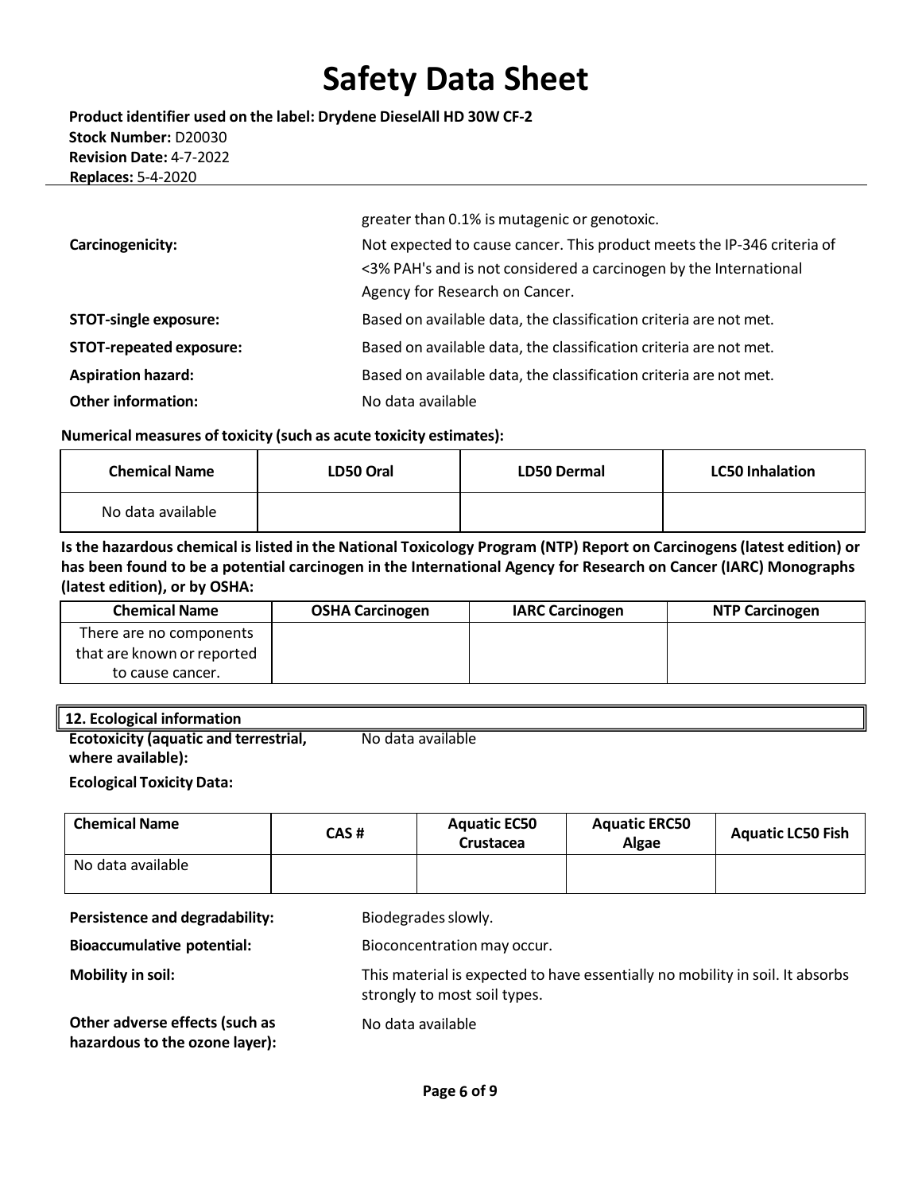greater than 0.1% is mutagenic or genotoxic.

**Carcinogenicity:** Not expected to cause cancer. This product meets the IP-346 criteria of <3% PAH's and is not considered a carcinogen by the International Agency for Research on Cancer.

**STOT-single exposure:** Based on available data, the classification criteria are not met.

**STOT-repeated exposure:** Based on available data, the classification criteria are not met.

**Aspiration hazard:** Based on available data, the classification criteria are not met.

**Other information:** No data available

**Numerical measures of toxicity (such as acute toxicity estimates):**

| Chemical Name | LD50 Oral | LD50 Dermal | LC50 Inhalation |
|---|---|---|---|
| No data available | | | |

**Is the hazardous chemical is listed in the National Toxicology Program (NTP) Report on Carcinogens (latest edition) or has been found to be a potential carcinogen in the International Agency for Research on Cancer (IARC) Monographs (latest edition), or by OSHA:**

| Chemical Name | OSHA Carcinogen | IARC Carcinogen | NTP Carcinogen |
|---|---|---|---|
| There are no components that are known or reported to cause cancer. | | | |

## 12. Ecological information

**Ecotoxicity (aquatic and terrestrial, where available):** No data available

**Ecological Toxicity Data:**

| Chemical Name | CAS # | Aquatic EC50 Crustacea | Aquatic ERC50 Algae | Aquatic LC50 Fish |
|---|---|---|---|---|
| No data available | | | | |

**Persistence and degradability:** Biodegrades slowly.

**Bioaccumulative potential:** Bioconcentration may occur.

**Mobility in soil:** This material is expected to have essentially no mobility in soil. It absorbs strongly to most soil types.

**Other adverse effects (such as hazardous to the ozone layer):** No data available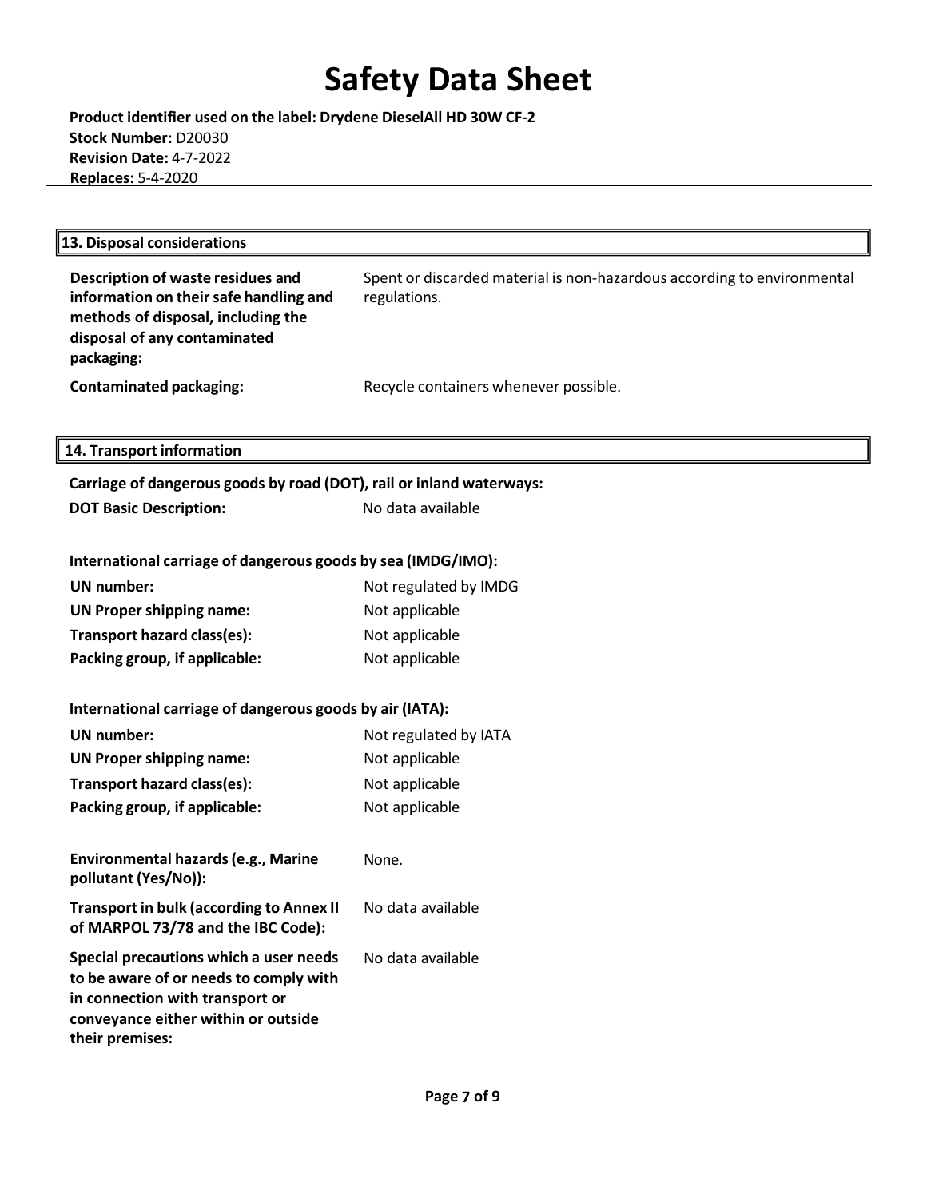## 13. Disposal considerations

| | |
|---|---|
| **Description of waste residues and information on their safe handling and methods of disposal, including the disposal of any contaminated packaging:** | Spent or discarded material is non-hazardous according to environmental regulations. |
| **Contaminated packaging:** | Recycle containers whenever possible. |

## 14. Transport information

**Carriage of dangerous goods by road (DOT), rail or inland waterways:**

| | |
|---|---|
| **DOT Basic Description:** | No data available |

**International carriage of dangerous goods by sea (IMDG/IMO):**

| | |
|---|---|
| **UN number:** | Not regulated by IMDG |
| **UN Proper shipping name:** | Not applicable |
| **Transport hazard class(es):** | Not applicable |
| **Packing group, if applicable:** | Not applicable |

**International carriage of dangerous goods by air (IATA):**

| | |
|---|---|
| **UN number:** | Not regulated by IATA |
| **UN Proper shipping name:** | Not applicable |
| **Transport hazard class(es):** | Not applicable |
| **Packing group, if applicable:** | Not applicable |

| | |
|---|---|
| **Environmental hazards (e.g., Marine pollutant (Yes/No)):** | None. |
| **Transport in bulk (according to Annex II of MARPOL 73/78 and the IBC Code):** | No data available |
| **Special precautions which a user needs to be aware of or needs to comply with in connection with transport or conveyance either within or outside their premises:** | No data available |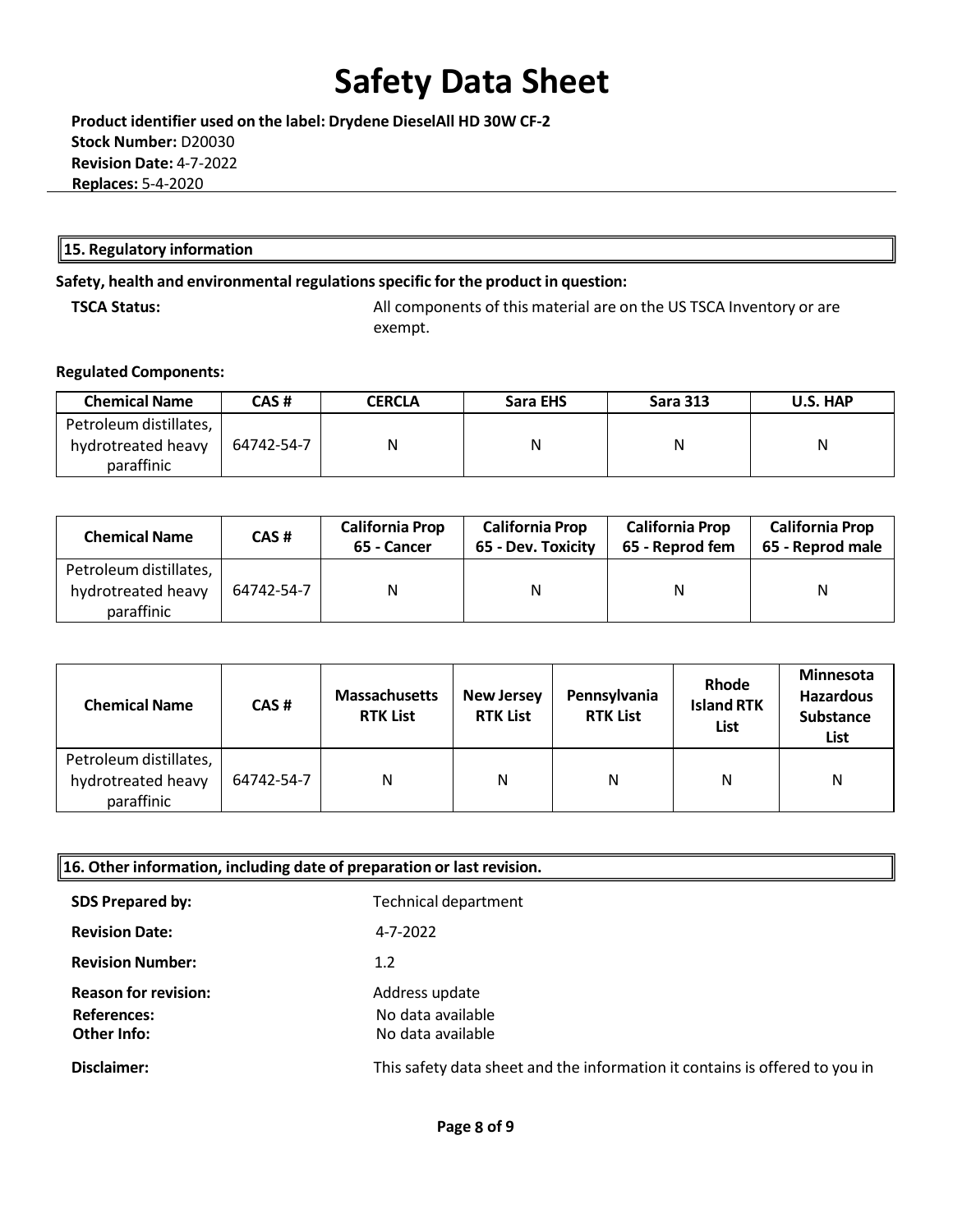# Safety Data Sheet

**Product identifier used on the label: Drydene DieselAll HD 30W CF-2**
**Stock Number:** D20030
**Revision Date:** 4-7-2022
**Replaces:** 5-4-2020

## 15. Regulatory information

**Safety, health and environmental regulations specific for the product in question:**

**TSCA Status:** All components of this material are on the US TSCA Inventory or are exempt.

**Regulated Components:**

| Chemical Name | CAS # | CERCLA | Sara EHS | Sara 313 | U.S. HAP |
|---|---|---|---|---|---|
| Petroleum distillates, hydrotreated heavy paraffinic | 64742-54-7 | N | N | N | N |

| Chemical Name | CAS # | California Prop 65 - Cancer | California Prop 65 - Dev. Toxicity | California Prop 65 - Reprod fem | California Prop 65 - Reprod male |
|---|---|---|---|---|---|
| Petroleum distillates, hydrotreated heavy paraffinic | 64742-54-7 | N | N | N | N |

| Chemical Name | CAS # | Massachusetts RTK List | New Jersey RTK List | Pennsylvania RTK List | Rhode Island RTK List | Minnesota Hazardous Substance List |
|---|---|---|---|---|---|---|
| Petroleum distillates, hydrotreated heavy paraffinic | 64742-54-7 | N | N | N | N | N |

## 16. Other information, including date of preparation or last revision.

**SDS Prepared by:** Technical department

**Revision Date:** 4-7-2022

**Revision Number:** 1.2

**Reason for revision:** Address update

**References:** No data available

**Other Info:** No data available

**Disclaimer:** This safety data sheet and the information it contains is offered to you in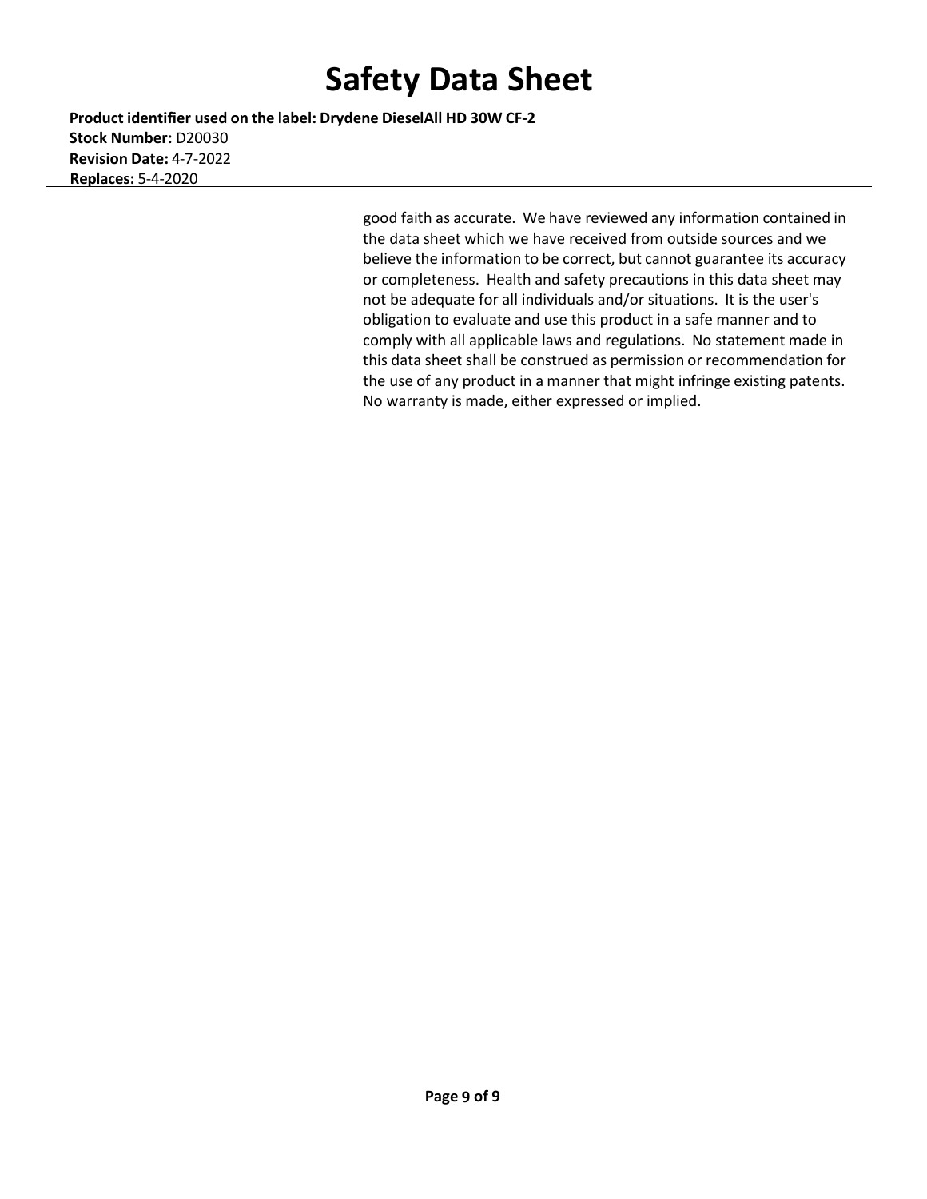good faith as accurate. We have reviewed any information contained in the data sheet which we have received from outside sources and we believe the information to be correct, but cannot guarantee its accuracy or completeness. Health and safety precautions in this data sheet may not be adequate for all individuals and/or situations. It is the user's obligation to evaluate and use this product in a safe manner and to comply with all applicable laws and regulations. No statement made in this data sheet shall be construed as permission or recommendation for the use of any product in a manner that might infringe existing patents. No warranty is made, either expressed or implied.